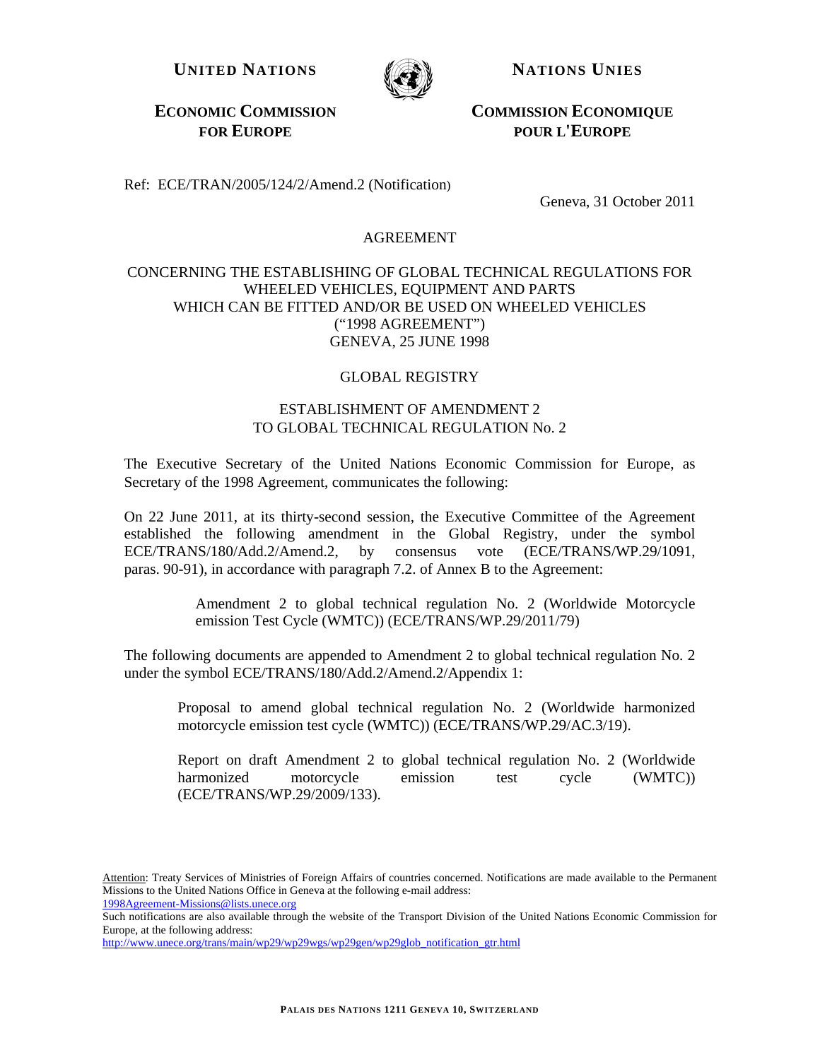**UNITED NATIONS** | **NATIONS UNIES**

**ECONOMIC COMMISSION FOR EUROPE** | **COMMISSION ECONOMIQUE POUR L'EUROPE**

Ref: ECE/TRAN/2005/124/2/Amend.2 (Notification)

Geneva, 31 October 2011

AGREEMENT

CONCERNING THE ESTABLISHING OF GLOBAL TECHNICAL REGULATIONS FOR WHEELED VEHICLES, EQUIPMENT AND PARTS WHICH CAN BE FITTED AND/OR BE USED ON WHEELED VEHICLES ("1998 AGREEMENT") GENEVA, 25 JUNE 1998

GLOBAL REGISTRY

ESTABLISHMENT OF AMENDMENT 2 TO GLOBAL TECHNICAL REGULATION No. 2

The Executive Secretary of the United Nations Economic Commission for Europe, as Secretary of the 1998 Agreement, communicates the following:

On 22 June 2011, at its thirty-second session, the Executive Committee of the Agreement established the following amendment in the Global Registry, under the symbol ECE/TRANS/180/Add.2/Amend.2, by consensus vote (ECE/TRANS/WP.29/1091, paras. 90-91), in accordance with paragraph 7.2. of Annex B to the Agreement:

> Amendment 2 to global technical regulation No. 2 (Worldwide Motorcycle emission Test Cycle (WMTC)) (ECE/TRANS/WP.29/2011/79)

The following documents are appended to Amendment 2 to global technical regulation No. 2 under the symbol ECE/TRANS/180/Add.2/Amend.2/Appendix 1:

> Proposal to amend global technical regulation No. 2 (Worldwide harmonized motorcycle emission test cycle (WMTC)) (ECE/TRANS/WP.29/AC.3/19).

> Report on draft Amendment 2 to global technical regulation No. 2 (Worldwide harmonized motorcycle emission test cycle (WMTC)) (ECE/TRANS/WP.29/2009/133).

Attention: Treaty Services of Ministries of Foreign Affairs of countries concerned. Notifications are made available to the Permanent Missions to the United Nations Office in Geneva at the following e-mail address: 1998Agreement-Missions@lists.unece.org
Such notifications are also available through the website of the Transport Division of the United Nations Economic Commission for Europe, at the following address: http://www.unece.org/trans/main/wp29/wp29wgs/wp29gen/wp29glob_notification_gtr.html

PALAIS DES NATIONS 1211 GENEVA 10, SWITZERLAND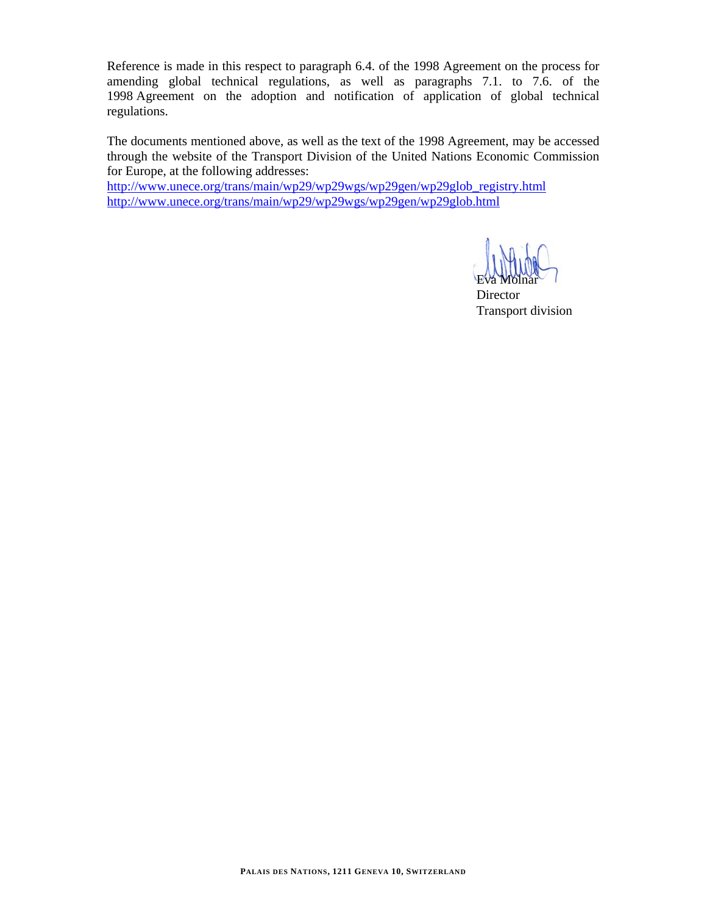Reference is made in this respect to paragraph 6.4. of the 1998 Agreement on the process for amending global technical regulations, as well as paragraphs 7.1. to 7.6. of the 1998 Agreement on the adoption and notification of application of global technical regulations.

The documents mentioned above, as well as the text of the 1998 Agreement, may be accessed through the website of the Transport Division of the United Nations Economic Commission for Europe, at the following addresses:
http://www.unece.org/trans/main/wp29/wp29wgs/wp29gen/wp29glob_registry.html
http://www.unece.org/trans/main/wp29/wp29wgs/wp29gen/wp29glob.html

Eva Molnar
Director
Transport division

PALAIS DES NATIONS, 1211 GENEVA 10, SWITZERLAND